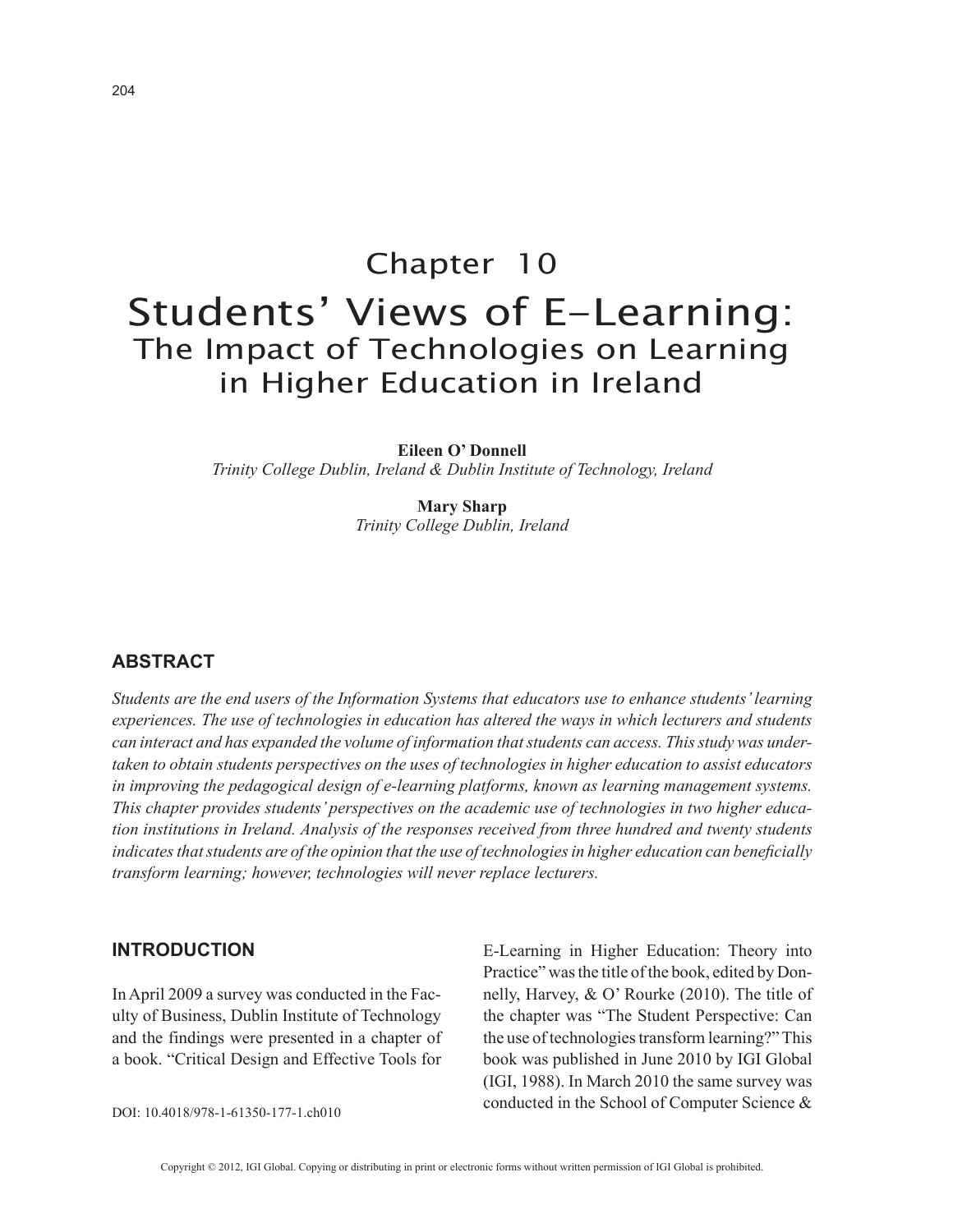# Chapter 10

# Students' Views of E-Learning:

## The Impact of Technologies on Learning in Higher Education in Ireland

**Eileen O' Donnell**
*Trinity College Dublin, Ireland & Dublin Institute of Technology, Ireland*

**Mary Sharp**
*Trinity College Dublin, Ireland*

## ABSTRACT

*Students are the end users of the Information Systems that educators use to enhance students' learning experiences. The use of technologies in education has altered the ways in which lecturers and students can interact and has expanded the volume of information that students can access. This study was undertaken to obtain students perspectives on the uses of technologies in higher education to assist educators in improving the pedagogical design of e-learning platforms, known as learning management systems. This chapter provides students' perspectives on the academic use of technologies in two higher education institutions in Ireland. Analysis of the responses received from three hundred and twenty students indicates that students are of the opinion that the use of technologies in higher education can beneficially transform learning; however, technologies will never replace lecturers.*

## INTRODUCTION

In April 2009 a survey was conducted in the Faculty of Business, Dublin Institute of Technology and the findings were presented in a chapter of a book. "Critical Design and Effective Tools for E-Learning in Higher Education: Theory into Practice" was the title of the book, edited by Donnelly, Harvey, & O' Rourke (2010). The title of the chapter was "The Student Perspective: Can the use of technologies transform learning?" This book was published in June 2010 by IGI Global (IGI, 1988). In March 2010 the same survey was conducted in the School of Computer Science &

DOI: 10.4018/978-1-61350-177-1.ch010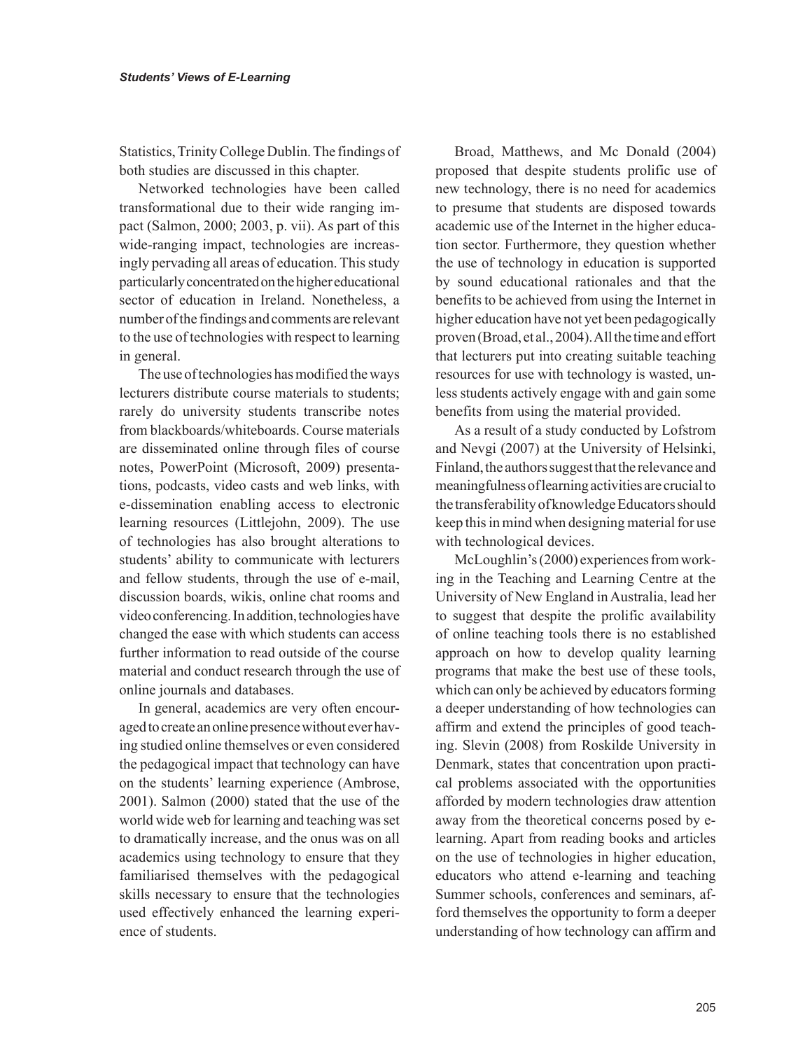Statistics, Trinity College Dublin. The findings of both studies are discussed in this chapter.

Networked technologies have been called transformational due to their wide ranging impact (Salmon, 2000; 2003, p. vii). As part of this wide-ranging impact, technologies are increasingly pervading all areas of education. This study particularly concentrated on the higher educational sector of education in Ireland. Nonetheless, a number of the findings and comments are relevant to the use of technologies with respect to learning in general.

The use of technologies has modified the ways lecturers distribute course materials to students; rarely do university students transcribe notes from blackboards/whiteboards. Course materials are disseminated online through files of course notes, PowerPoint (Microsoft, 2009) presentations, podcasts, video casts and web links, with e-dissemination enabling access to electronic learning resources (Littlejohn, 2009). The use of technologies has also brought alterations to students' ability to communicate with lecturers and fellow students, through the use of e-mail, discussion boards, wikis, online chat rooms and video conferencing. In addition, technologies have changed the ease with which students can access further information to read outside of the course material and conduct research through the use of online journals and databases.

In general, academics are very often encouraged to create an online presence without ever having studied online themselves or even considered the pedagogical impact that technology can have on the students' learning experience (Ambrose, 2001). Salmon (2000) stated that the use of the world wide web for learning and teaching was set to dramatically increase, and the onus was on all academics using technology to ensure that they familiarised themselves with the pedagogical skills necessary to ensure that the technologies used effectively enhanced the learning experience of students.

Broad, Matthews, and Mc Donald (2004) proposed that despite students prolific use of new technology, there is no need for academics to presume that students are disposed towards academic use of the Internet in the higher education sector. Furthermore, they question whether the use of technology in education is supported by sound educational rationales and that the benefits to be achieved from using the Internet in higher education have not yet been pedagogically proven (Broad, et al., 2004). All the time and effort that lecturers put into creating suitable teaching resources for use with technology is wasted, unless students actively engage with and gain some benefits from using the material provided.

As a result of a study conducted by Lofstrom and Nevgi (2007) at the University of Helsinki, Finland, the authors suggest that the relevance and meaningfulness of learning activities are crucial to the transferability of knowledge Educators should keep this in mind when designing material for use with technological devices.

McLoughlin's (2000) experiences from working in the Teaching and Learning Centre at the University of New England in Australia, lead her to suggest that despite the prolific availability of online teaching tools there is no established approach on how to develop quality learning programs that make the best use of these tools, which can only be achieved by educators forming a deeper understanding of how technologies can affirm and extend the principles of good teaching. Slevin (2008) from Roskilde University in Denmark, states that concentration upon practical problems associated with the opportunities afforded by modern technologies draw attention away from the theoretical concerns posed by e-learning. Apart from reading books and articles on the use of technologies in higher education, educators who attend e-learning and teaching Summer schools, conferences and seminars, afford themselves the opportunity to form a deeper understanding of how technology can affirm and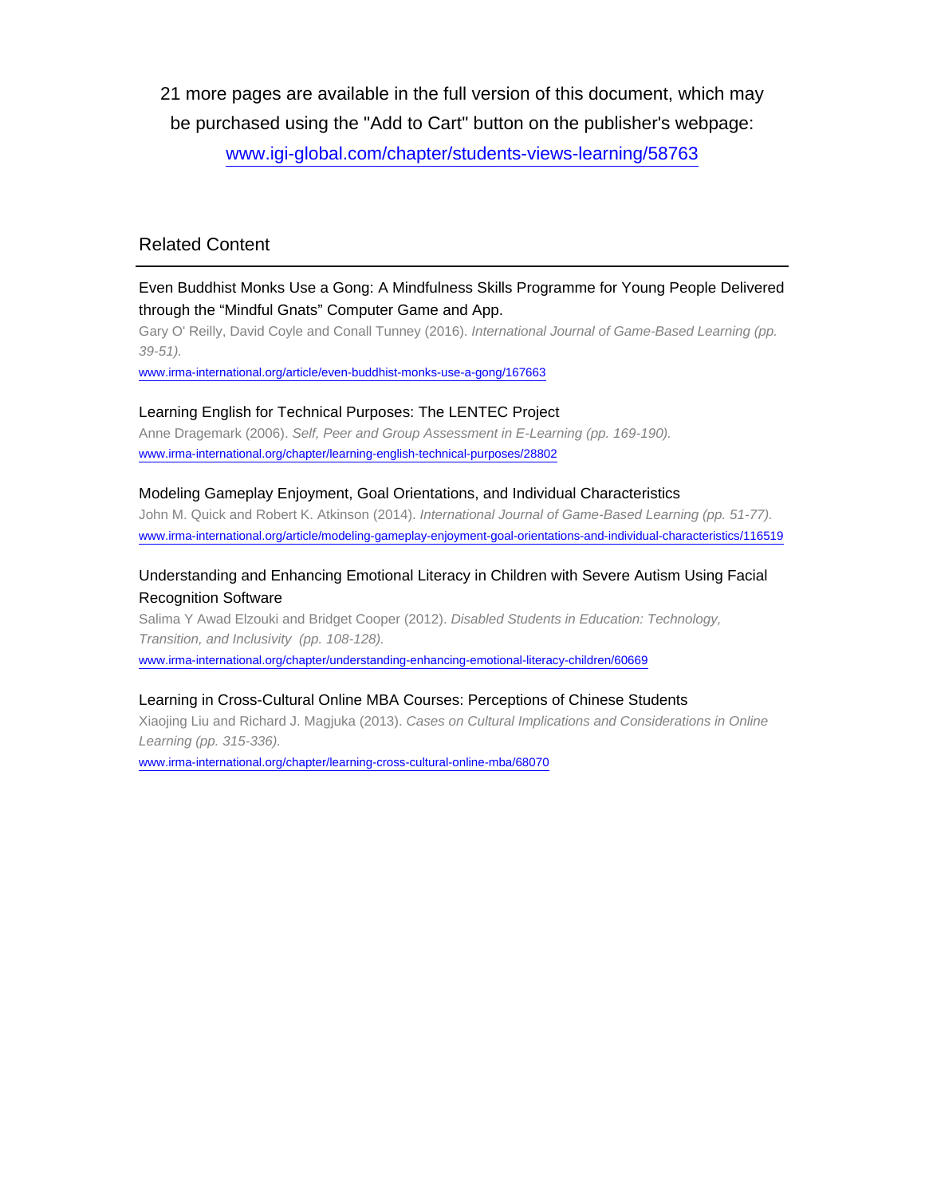21 more pages are available in the full version of this document, which may be purchased using the "Add to Cart" button on the publisher's webpage: www.igi-global.com/chapter/students-views-learning/58763

## Related Content

Even Buddhist Monks Use a Gong: A Mindfulness Skills Programme for Young People Delivered through the "Mindful Gnats" Computer Game and App.
Gary O' Reilly, David Coyle and Conall Tunney (2016). *International Journal of Game-Based Learning (pp. 39-51).*
www.irma-international.org/article/even-buddhist-monks-use-a-gong/167663

Learning English for Technical Purposes: The LENTEC Project
Anne Dragemark (2006). *Self, Peer and Group Assessment in E-Learning (pp. 169-190).*
www.irma-international.org/chapter/learning-english-technical-purposes/28802

Modeling Gameplay Enjoyment, Goal Orientations, and Individual Characteristics
John M. Quick and Robert K. Atkinson (2014). *International Journal of Game-Based Learning (pp. 51-77).*
www.irma-international.org/article/modeling-gameplay-enjoyment-goal-orientations-and-individual-characteristics/116519

Understanding and Enhancing Emotional Literacy in Children with Severe Autism Using Facial Recognition Software
Salima Y Awad Elzouki and Bridget Cooper (2012). *Disabled Students in Education: Technology, Transition, and Inclusivity (pp. 108-128).*
www.irma-international.org/chapter/understanding-enhancing-emotional-literacy-children/60669

Learning in Cross-Cultural Online MBA Courses: Perceptions of Chinese Students
Xiaojing Liu and Richard J. Magjuka (2013). *Cases on Cultural Implications and Considerations in Online Learning (pp. 315-336).*
www.irma-international.org/chapter/learning-cross-cultural-online-mba/68070